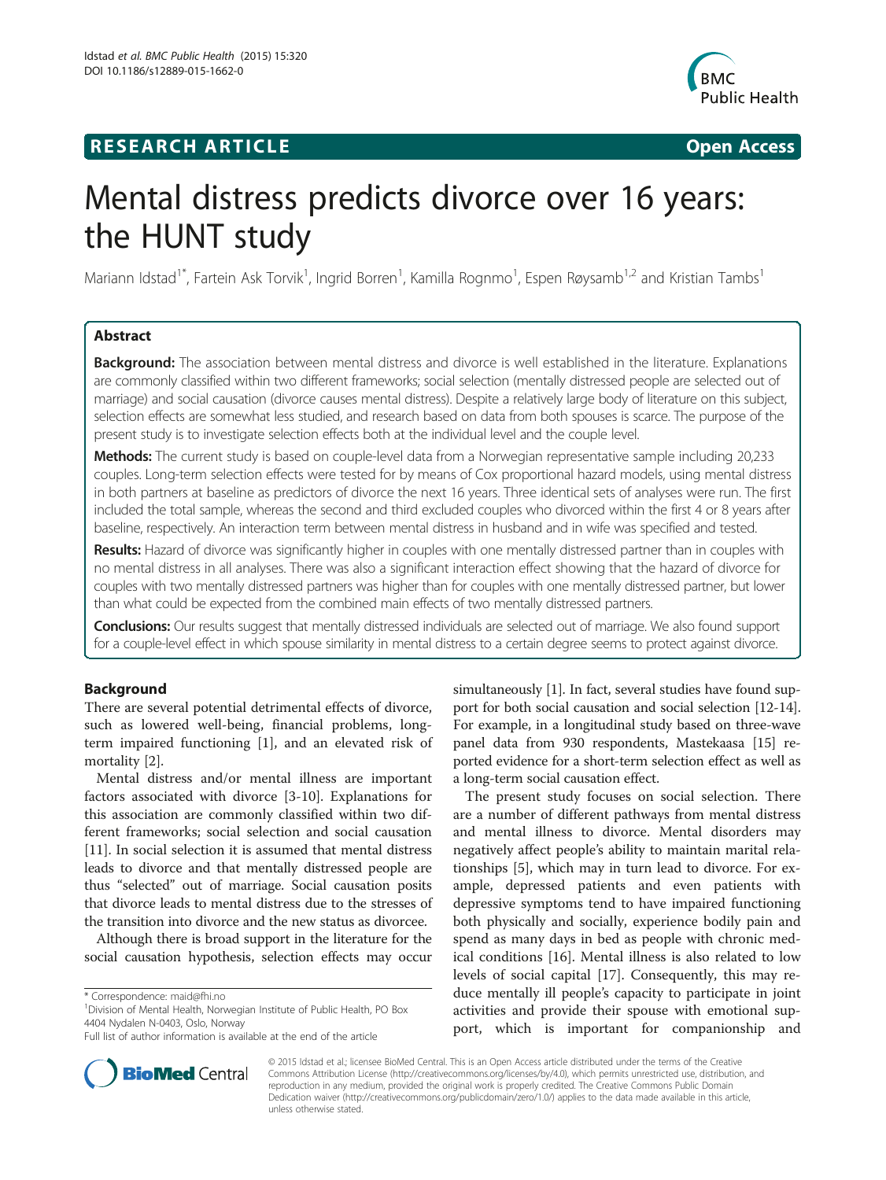RESEARCH ARTICLE Open Access

# Mental distress predicts divorce over 16 years: the HUNT study

Mariann Idstad[1*], Fartein Ask Torvik[1], Ingrid Borren[1], Kamilla Rognmo[1], Espen Røysamb[1,2] and Kristian Tambs[1]

## Abstract

**Background:** The association between mental distress and divorce is well established in the literature. Explanations are commonly classified within two different frameworks; social selection (mentally distressed people are selected out of marriage) and social causation (divorce causes mental distress). Despite a relatively large body of literature on this subject, selection effects are somewhat less studied, and research based on data from both spouses is scarce. The purpose of the present study is to investigate selection effects both at the individual level and the couple level.

**Methods:** The current study is based on couple-level data from a Norwegian representative sample including 20,233 couples. Long-term selection effects were tested for by means of Cox proportional hazard models, using mental distress in both partners at baseline as predictors of divorce the next 16 years. Three identical sets of analyses were run. The first included the total sample, whereas the second and third excluded couples who divorced within the first 4 or 8 years after baseline, respectively. An interaction term between mental distress in husband and in wife was specified and tested.

**Results:** Hazard of divorce was significantly higher in couples with one mentally distressed partner than in couples with no mental distress in all analyses. There was also a significant interaction effect showing that the hazard of divorce for couples with two mentally distressed partners was higher than for couples with one mentally distressed partner, but lower than what could be expected from the combined main effects of two mentally distressed partners.

**Conclusions:** Our results suggest that mentally distressed individuals are selected out of marriage. We also found support for a couple-level effect in which spouse similarity in mental distress to a certain degree seems to protect against divorce.

## Background

There are several potential detrimental effects of divorce, such as lowered well-being, financial problems, long-term impaired functioning [1], and an elevated risk of mortality [2].

Mental distress and/or mental illness are important factors associated with divorce [3-10]. Explanations for this association are commonly classified within two different frameworks; social selection and social causation [11]. In social selection it is assumed that mental distress leads to divorce and that mentally distressed people are thus "selected" out of marriage. Social causation posits that divorce leads to mental distress due to the stresses of the transition into divorce and the new status as divorcee.

Although there is broad support in the literature for the social causation hypothesis, selection effects may occur simultaneously [1]. In fact, several studies have found support for both social causation and social selection [12-14]. For example, in a longitudinal study based on three-wave panel data from 930 respondents, Mastekaasa [15] reported evidence for a short-term selection effect as well as a long-term social causation effect.

The present study focuses on social selection. There are a number of different pathways from mental distress and mental illness to divorce. Mental disorders may negatively affect people's ability to maintain marital relationships [5], which may in turn lead to divorce. For example, depressed patients and even patients with depressive symptoms tend to have impaired functioning both physically and socially, experience bodily pain and spend as many days in bed as people with chronic medical conditions [16]. Mental illness is also related to low levels of social capital [17]. Consequently, this may reduce mentally ill people's capacity to participate in joint activities and provide their spouse with emotional support, which is important for companionship and

\* Correspondence: maid@fhi.no
[1]Division of Mental Health, Norwegian Institute of Public Health, PO Box 4404 Nydalen N-0403, Oslo, Norway
Full list of author information is available at the end of the article

© 2015 Idstad et al.; licensee BioMed Central. This is an Open Access article distributed under the terms of the Creative Commons Attribution License (http://creativecommons.org/licenses/by/4.0), which permits unrestricted use, distribution, and reproduction in any medium, provided the original work is properly credited. The Creative Commons Public Domain Dedication waiver (http://creativecommons.org/publicdomain/zero/1.0/) applies to the data made available in this article, unless otherwise stated.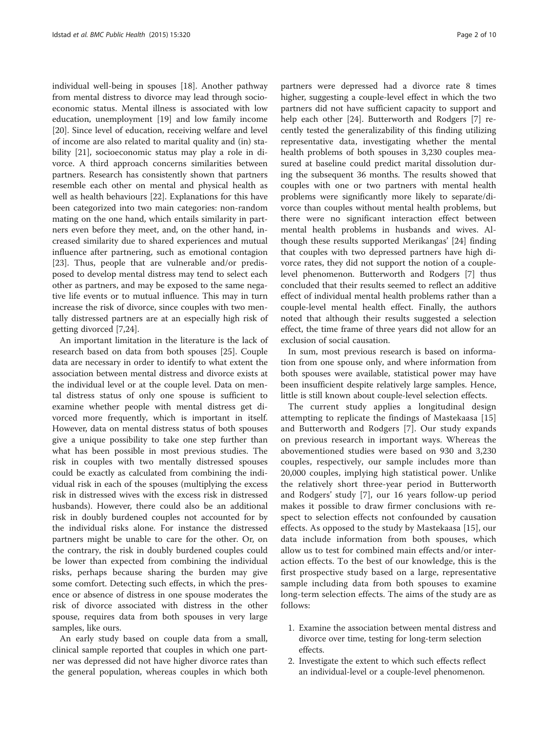individual well-being in spouses [18]. Another pathway from mental distress to divorce may lead through socioeconomic status. Mental illness is associated with low education, unemployment [19] and low family income [20]. Since level of education, receiving welfare and level of income are also related to marital quality and (in) stability [21], socioeconomic status may play a role in divorce. A third approach concerns similarities between partners. Research has consistently shown that partners resemble each other on mental and physical health as well as health behaviours [22]. Explanations for this have been categorized into two main categories: non-random mating on the one hand, which entails similarity in partners even before they meet, and, on the other hand, increased similarity due to shared experiences and mutual influence after partnering, such as emotional contagion [23]. Thus, people that are vulnerable and/or predisposed to develop mental distress may tend to select each other as partners, and may be exposed to the same negative life events or to mutual influence. This may in turn increase the risk of divorce, since couples with two mentally distressed partners are at an especially high risk of getting divorced [7,24].

An important limitation in the literature is the lack of research based on data from both spouses [25]. Couple data are necessary in order to identify to what extent the association between mental distress and divorce exists at the individual level or at the couple level. Data on mental distress status of only one spouse is sufficient to examine whether people with mental distress get divorced more frequently, which is important in itself. However, data on mental distress status of both spouses give a unique possibility to take one step further than what has been possible in most previous studies. The risk in couples with two mentally distressed spouses could be exactly as calculated from combining the individual risk in each of the spouses (multiplying the excess risk in distressed wives with the excess risk in distressed husbands). However, there could also be an additional risk in doubly burdened couples not accounted for by the individual risks alone. For instance the distressed partners might be unable to care for the other. Or, on the contrary, the risk in doubly burdened couples could be lower than expected from combining the individual risks, perhaps because sharing the burden may give some comfort. Detecting such effects, in which the presence or absence of distress in one spouse moderates the risk of divorce associated with distress in the other spouse, requires data from both spouses in very large samples, like ours.

An early study based on couple data from a small, clinical sample reported that couples in which one partner was depressed did not have higher divorce rates than the general population, whereas couples in which both partners were depressed had a divorce rate 8 times higher, suggesting a couple-level effect in which the two partners did not have sufficient capacity to support and help each other [24]. Butterworth and Rodgers [7] recently tested the generalizability of this finding utilizing representative data, investigating whether the mental health problems of both spouses in 3,230 couples measured at baseline could predict marital dissolution during the subsequent 36 months. The results showed that couples with one or two partners with mental health problems were significantly more likely to separate/divorce than couples without mental health problems, but there were no significant interaction effect between mental health problems in husbands and wives. Although these results supported Merikangas' [24] finding that couples with two depressed partners have high divorce rates, they did not support the notion of a couple-level phenomenon. Butterworth and Rodgers [7] thus concluded that their results seemed to reflect an additive effect of individual mental health problems rather than a couple-level mental health effect. Finally, the authors noted that although their results suggested a selection effect, the time frame of three years did not allow for an exclusion of social causation.

In sum, most previous research is based on information from one spouse only, and where information from both spouses were available, statistical power may have been insufficient despite relatively large samples. Hence, little is still known about couple-level selection effects.

The current study applies a longitudinal design attempting to replicate the findings of Mastekaasa [15] and Butterworth and Rodgers [7]. Our study expands on previous research in important ways. Whereas the abovementioned studies were based on 930 and 3,230 couples, respectively, our sample includes more than 20,000 couples, implying high statistical power. Unlike the relatively short three-year period in Butterworth and Rodgers' study [7], our 16 years follow-up period makes it possible to draw firmer conclusions with respect to selection effects not confounded by causation effects. As opposed to the study by Mastekaasa [15], our data include information from both spouses, which allow us to test for combined main effects and/or interaction effects. To the best of our knowledge, this is the first prospective study based on a large, representative sample including data from both spouses to examine long-term selection effects. The aims of the study are as follows:

1. Examine the association between mental distress and divorce over time, testing for long-term selection effects.
2. Investigate the extent to which such effects reflect an individual-level or a couple-level phenomenon.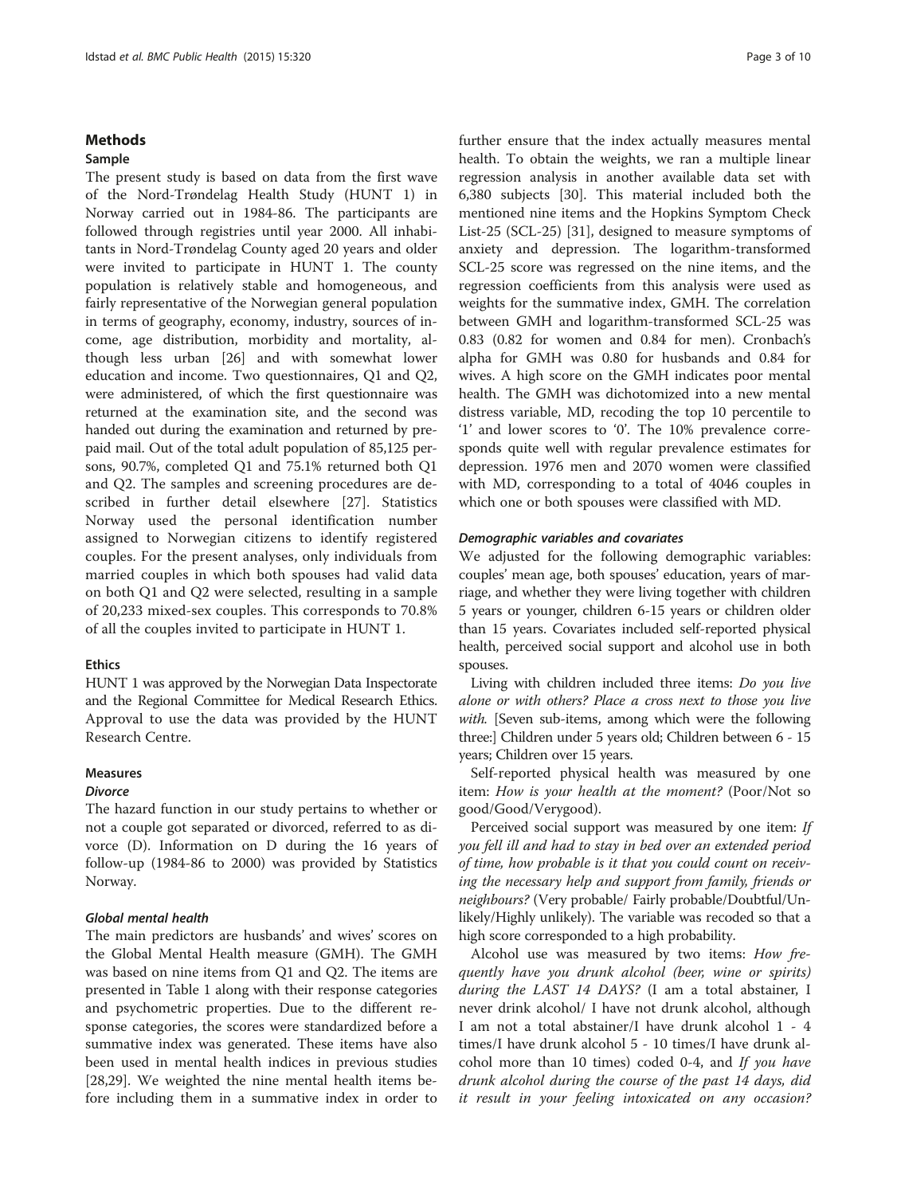## Methods

### Sample

The present study is based on data from the first wave of the Nord-Trøndelag Health Study (HUNT 1) in Norway carried out in 1984-86. The participants are followed through registries until year 2000. All inhabitants in Nord-Trøndelag County aged 20 years and older were invited to participate in HUNT 1. The county population is relatively stable and homogeneous, and fairly representative of the Norwegian general population in terms of geography, economy, industry, sources of income, age distribution, morbidity and mortality, although less urban [26] and with somewhat lower education and income. Two questionnaires, Q1 and Q2, were administered, of which the first questionnaire was returned at the examination site, and the second was handed out during the examination and returned by prepaid mail. Out of the total adult population of 85,125 persons, 90.7%, completed Q1 and 75.1% returned both Q1 and Q2. The samples and screening procedures are described in further detail elsewhere [27]. Statistics Norway used the personal identification number assigned to Norwegian citizens to identify registered couples. For the present analyses, only individuals from married couples in which both spouses had valid data on both Q1 and Q2 were selected, resulting in a sample of 20,233 mixed-sex couples. This corresponds to 70.8% of all the couples invited to participate in HUNT 1.

### Ethics

HUNT 1 was approved by the Norwegian Data Inspectorate and the Regional Committee for Medical Research Ethics. Approval to use the data was provided by the HUNT Research Centre.

### Measures

#### *Divorce*

The hazard function in our study pertains to whether or not a couple got separated or divorced, referred to as divorce (D). Information on D during the 16 years of follow-up (1984-86 to 2000) was provided by Statistics Norway.

#### *Global mental health*

The main predictors are husbands' and wives' scores on the Global Mental Health measure (GMH). The GMH was based on nine items from Q1 and Q2. The items are presented in Table 1 along with their response categories and psychometric properties. Due to the different response categories, the scores were standardized before a summative index was generated. These items have also been used in mental health indices in previous studies [28,29]. We weighted the nine mental health items before including them in a summative index in order to further ensure that the index actually measures mental health. To obtain the weights, we ran a multiple linear regression analysis in another available data set with 6,380 subjects [30]. This material included both the mentioned nine items and the Hopkins Symptom Check List-25 (SCL-25) [31], designed to measure symptoms of anxiety and depression. The logarithm-transformed SCL-25 score was regressed on the nine items, and the regression coefficients from this analysis were used as weights for the summative index, GMH. The correlation between GMH and logarithm-transformed SCL-25 was 0.83 (0.82 for women and 0.84 for men). Cronbach's alpha for GMH was 0.80 for husbands and 0.84 for wives. A high score on the GMH indicates poor mental health. The GMH was dichotomized into a new mental distress variable, MD, recoding the top 10 percentile to '1' and lower scores to '0'. The 10% prevalence corresponds quite well with regular prevalence estimates for depression. 1976 men and 2070 women were classified with MD, corresponding to a total of 4046 couples in which one or both spouses were classified with MD.

#### *Demographic variables and covariates*

We adjusted for the following demographic variables: couples' mean age, both spouses' education, years of marriage, and whether they were living together with children 5 years or younger, children 6-15 years or children older than 15 years. Covariates included self-reported physical health, perceived social support and alcohol use in both spouses.

Living with children included three items: *Do you live alone or with others? Place a cross next to those you live with.* [Seven sub-items, among which were the following three:] Children under 5 years old; Children between 6 - 15 years; Children over 15 years.

Self-reported physical health was measured by one item: *How is your health at the moment?* (Poor/Not so good/Good/Verygood).

Perceived social support was measured by one item: *If you fell ill and had to stay in bed over an extended period of time, how probable is it that you could count on receiving the necessary help and support from family, friends or neighbours?* (Very probable/ Fairly probable/Doubtful/Unlikely/Highly unlikely). The variable was recoded so that a high score corresponded to a high probability.

Alcohol use was measured by two items: *How frequently have you drunk alcohol (beer, wine or spirits) during the LAST 14 DAYS?* (I am a total abstainer, I never drink alcohol/ I have not drunk alcohol, although I am not a total abstainer/I have drunk alcohol 1 - 4 times/I have drunk alcohol 5 - 10 times/I have drunk alcohol more than 10 times) coded 0-4, and *If you have drunk alcohol during the course of the past 14 days, did it result in your feeling intoxicated on any occasion?*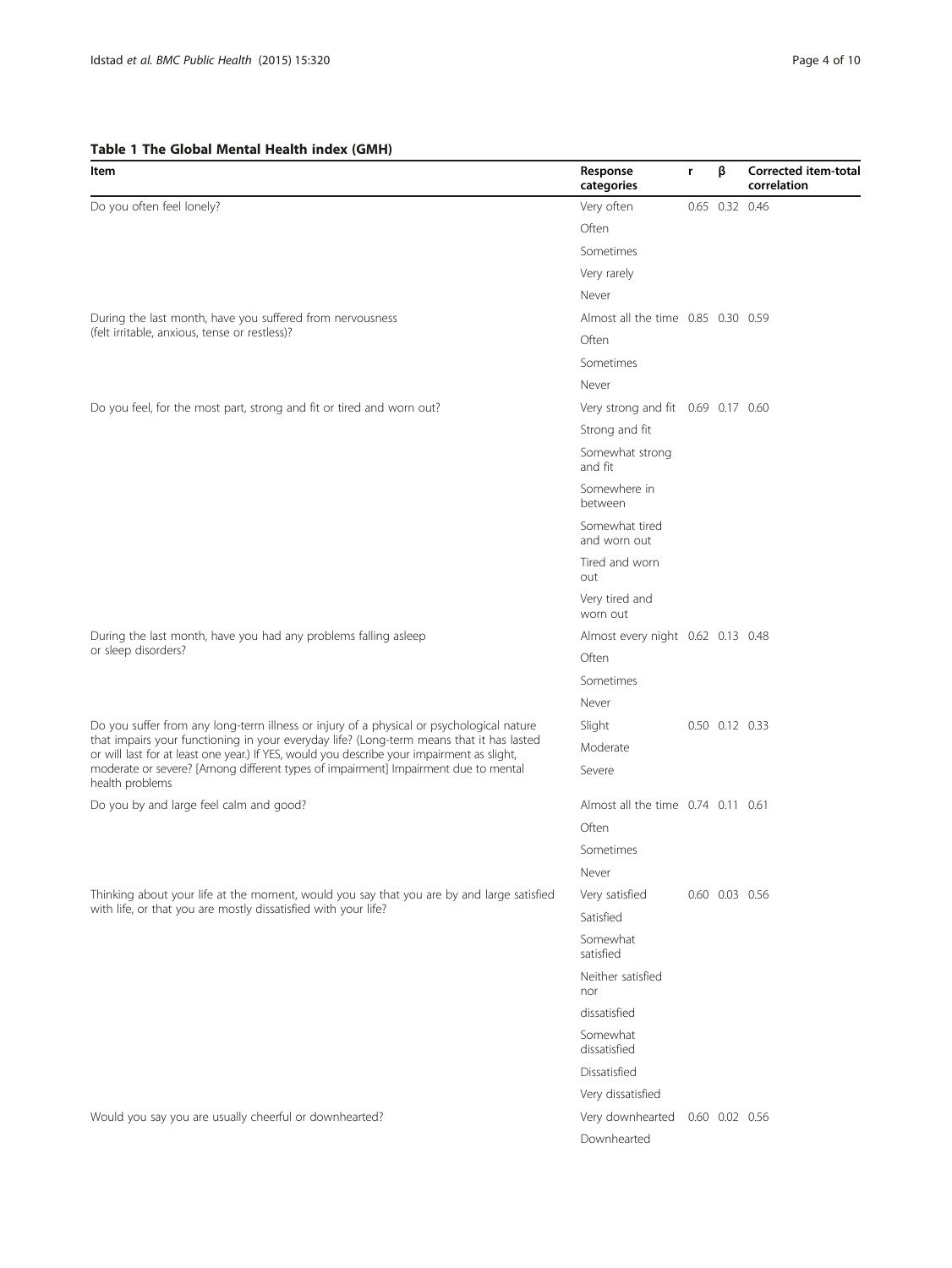**Table 1 The Global Mental Health index (GMH)**

| Item | Response categories | r | β | Corrected item-total correlation |
|---|---|---|---|---|
| Do you often feel lonely? | Very often | 0.65 | 0.32 | 0.46 |
| | Often | | | |
| | Sometimes | | | |
| | Very rarely | | | |
| | Never | | | |
| During the last month, have you suffered from nervousness (felt irritable, anxious, tense or restless)? | Almost all the time | 0.85 | 0.30 | 0.59 |
| | Often | | | |
| | Sometimes | | | |
| | Never | | | |
| Do you feel, for the most part, strong and fit or tired and worn out? | Very strong and fit | 0.69 | 0.17 | 0.60 |
| | Strong and fit | | | |
| | Somewhat strong and fit | | | |
| | Somewhere in between | | | |
| | Somewhat tired and worn out | | | |
| | Tired and worn out | | | |
| | Very tired and worn out | | | |
| During the last month, have you had any problems falling asleep or sleep disorders? | Almost every night | 0.62 | 0.13 | 0.48 |
| | Often | | | |
| | Sometimes | | | |
| | Never | | | |
| Do you suffer from any long-term illness or injury of a physical or psychological nature that impairs your functioning in your everyday life? (Long-term means that it has lasted or will last for at least one year.) If YES, would you describe your impairment as slight, moderate or severe? [Among different types of impairment] Impairment due to mental health problems | Slight | 0.50 | 0.12 | 0.33 |
| | Moderate | | | |
| | Severe | | | |
| Do you by and large feel calm and good? | Almost all the time | 0.74 | 0.11 | 0.61 |
| | Often | | | |
| | Sometimes | | | |
| | Never | | | |
| Thinking about your life at the moment, would you say that you are by and large satisfied with life, or that you are mostly dissatisfied with your life? | Very satisfied | 0.60 | 0.03 | 0.56 |
| | Satisfied | | | |
| | Somewhat satisfied | | | |
| | Neither satisfied nor dissatisfied | | | |
| | Somewhat dissatisfied | | | |
| | Dissatisfied | | | |
| | Very dissatisfied | | | |
| Would you say you are usually cheerful or downhearted? | Very downhearted | 0.60 | 0.02 | 0.56 |
| | Downhearted | | | |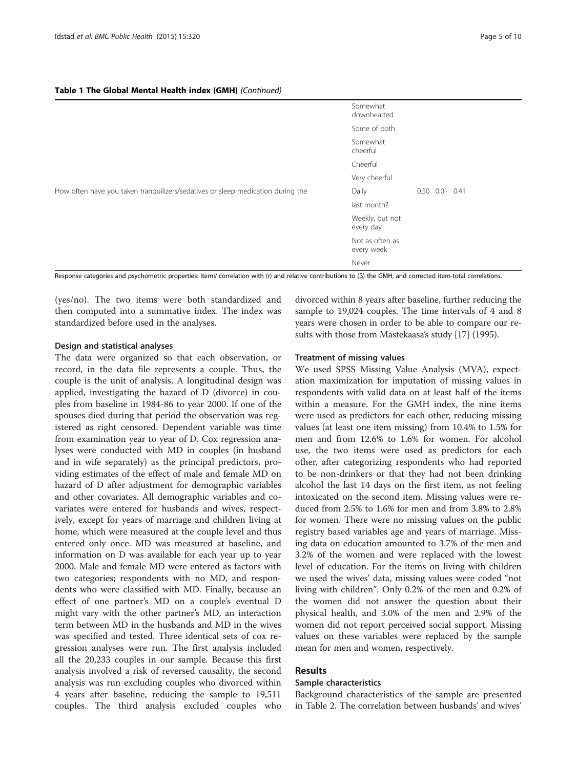**Table 1 The Global Mental Health index (GMH)** *(Continued)*

| | | | | |
|---|---|---|---|---|
| | Somewhat downhearted | | | |
| | Some of both | | | |
| | Somewhat cheerful | | | |
| | Cheerful | | | |
| | Very cheerful | | | |
| How often have you taken tranquilizers/sedatives or sleep medication during the last month? | Daily | 0.50 | 0.01 | 0.41 |
| | Weekly, but not every day | | | |
| | Not as often as every week | | | |
| | Never | | | |

Response categories and psychometric properties: items' correlation with (r) and relative contributions to (β) the GMH, and corrected item-total correlations.

(yes/no). The two items were both standardized and then computed into a summative index. The index was standardized before used in the analyses.

#### Design and statistical analyses

The data were organized so that each observation, or record, in the data file represents a couple. Thus, the couple is the unit of analysis. A longitudinal design was applied, investigating the hazard of D (divorce) in couples from baseline in 1984-86 to year 2000. If one of the spouses died during that period the observation was registered as right censored. Dependent variable was time from examination year to year of D. Cox regression analyses were conducted with MD in couples (in husband and in wife separately) as the principal predictors, providing estimates of the effect of male and female MD on hazard of D after adjustment for demographic variables and other covariates. All demographic variables and covariates were entered for husbands and wives, respectively, except for years of marriage and children living at home, which were measured at the couple level and thus entered only once. MD was measured at baseline, and information on D was available for each year up to year 2000. Male and female MD were entered as factors with two categories; respondents with no MD, and respondents who were classified with MD. Finally, because an effect of one partner's MD on a couple's eventual D might vary with the other partner's MD, an interaction term between MD in the husbands and MD in the wives was specified and tested. Three identical sets of cox regression analyses were run. The first analysis included all the 20,233 couples in our sample. Because this first analysis involved a risk of reversed causality, the second analysis was run excluding couples who divorced within 4 years after baseline, reducing the sample to 19,511 couples. The third analysis excluded couples who divorced within 8 years after baseline, further reducing the sample to 19,024 couples. The time intervals of 4 and 8 years were chosen in order to be able to compare our results with those from Mastekaasa's study [17] (1995).

#### Treatment of missing values

We used SPSS Missing Value Analysis (MVA), expectation maximization for imputation of missing values in respondents with valid data on at least half of the items within a measure. For the GMH index, the nine items were used as predictors for each other, reducing missing values (at least one item missing) from 10.4% to 1.5% for men and from 12.6% to 1.6% for women. For alcohol use, the two items were used as predictors for each other, after categorizing respondents who had reported to be non-drinkers or that they had not been drinking alcohol the last 14 days on the first item, as not feeling intoxicated on the second item. Missing values were reduced from 2.5% to 1.6% for men and from 3.8% to 2.8% for women. There were no missing values on the public registry based variables age and years of marriage. Missing data on education amounted to 3.7% of the men and 3.2% of the women and were replaced with the lowest level of education. For the items on living with children we used the wives' data, missing values were coded "not living with children". Only 0.2% of the men and 0.2% of the women did not answer the question about their physical health, and 3.0% of the men and 2.9% of the women did not report perceived social support. Missing values on these variables were replaced by the sample mean for men and women, respectively.

## Results

#### Sample characteristics

Background characteristics of the sample are presented in Table 2. The correlation between husbands' and wives'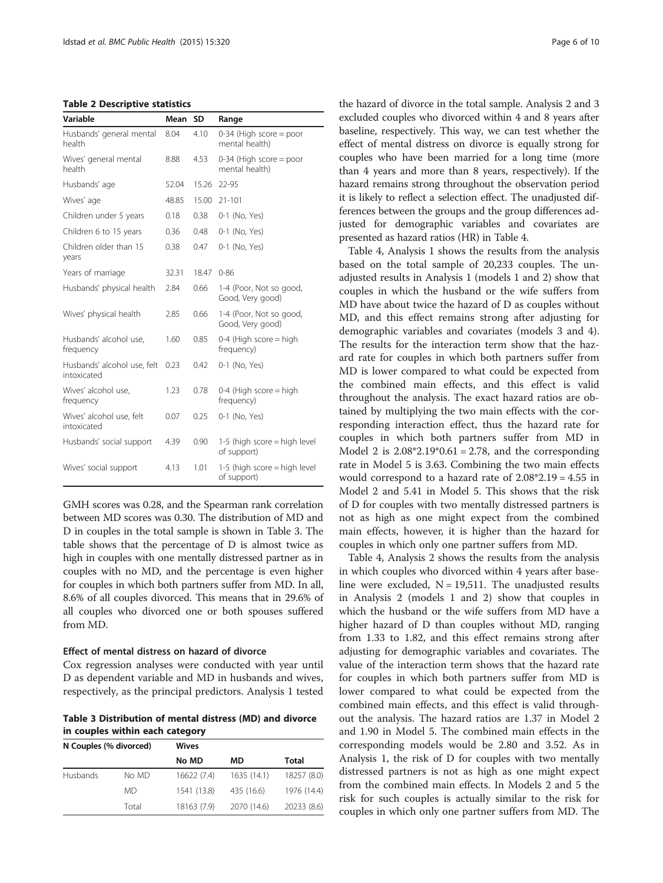**Table 2 Descriptive statistics**

| Variable | Mean | SD | Range |
|---|---|---|---|
| Husbands' general mental health | 8.04 | 4.10 | 0-34 (High score = poor mental health) |
| Wives' general mental health | 8.88 | 4.53 | 0-34 (High score = poor mental health) |
| Husbands' age | 52.04 | 15.26 | 22-95 |
| Wives' age | 48.85 | 15.00 | 21-101 |
| Children under 5 years | 0.18 | 0.38 | 0-1 (No, Yes) |
| Children 6 to 15 years | 0.36 | 0.48 | 0-1 (No, Yes) |
| Children older than 15 years | 0.38 | 0.47 | 0-1 (No, Yes) |
| Years of marriage | 32.31 | 18.47 | 0-86 |
| Husbands' physical health | 2.84 | 0.66 | 1-4 (Poor, Not so good, Good, Very good) |
| Wives' physical health | 2.85 | 0.66 | 1-4 (Poor, Not so good, Good, Very good) |
| Husbands' alcohol use, frequency | 1.60 | 0.85 | 0-4 (High score = high frequency) |
| Husbands' alcohol use, felt intoxicated | 0.23 | 0.42 | 0-1 (No, Yes) |
| Wives' alcohol use, frequency | 1.23 | 0.78 | 0-4 (High score = high frequency) |
| Wives' alcohol use, felt intoxicated | 0.07 | 0.25 | 0-1 (No, Yes) |
| Husbands' social support | 4.39 | 0.90 | 1-5 (high score = high level of support) |
| Wives' social support | 4.13 | 1.01 | 1-5 (high score = high level of support) |

GMH scores was 0.28, and the Spearman rank correlation between MD scores was 0.30. The distribution of MD and D in couples in the total sample is shown in Table 3. The table shows that the percentage of D is almost twice as high in couples with one mentally distressed partner as in couples with no MD, and the percentage is even higher for couples in which both partners suffer from MD. In all, 8.6% of all couples divorced. This means that in 29.6% of all couples who divorced one or both spouses suffered from MD.

#### Effect of mental distress on hazard of divorce

Cox regression analyses were conducted with year until D as dependent variable and MD in husbands and wives, respectively, as the principal predictors. Analysis 1 tested the hazard of divorce in the total sample. Analysis 2 and 3 excluded couples who divorced within 4 and 8 years after baseline, respectively. This way, we can test whether the effect of mental distress on divorce is equally strong for couples who have been married for a long time (more than 4 years and more than 8 years, respectively). If the hazard remains strong throughout the observation period it is likely to reflect a selection effect. The unadjusted differences between the groups and the group differences adjusted for demographic variables and covariates are presented as hazard ratios (HR) in Table 4.

**Table 3 Distribution of mental distress (MD) and divorce in couples within each category**

| N Couples (% divorced) | | Wives | | |
|---|---|---|---|---|
| | | No MD | MD | Total |
| Husbands | No MD | 16622 (7.4) | 1635 (14.1) | 18257 (8.0) |
| | MD | 1541 (13.8) | 435 (16.6) | 1976 (14.4) |
| | Total | 18163 (7.9) | 2070 (14.6) | 20233 (8.6) |

Table 4, Analysis 1 shows the results from the analysis based on the total sample of 20,233 couples. The unadjusted results in Analysis 1 (models 1 and 2) show that couples in which the husband or the wife suffers from MD have about twice the hazard of D as couples without MD, and this effect remains strong after adjusting for demographic variables and covariates (models 3 and 4). The results for the interaction term show that the hazard rate for couples in which both partners suffer from MD is lower compared to what could be expected from the combined main effects, and this effect is valid throughout the analysis. The exact hazard ratios are obtained by multiplying the two main effects with the corresponding interaction effect, thus the hazard rate for couples in which both partners suffer from MD in Model 2 is $2.08*2.19*0.61 = 2.78$, and the corresponding rate in Model 5 is 3.63. Combining the two main effects would correspond to a hazard rate of $2.08*2.19 = 4.55$ in Model 2 and 5.41 in Model 5. This shows that the risk of D for couples with two mentally distressed partners is not as high as one might expect from the combined main effects, however, it is higher than the hazard for couples in which only one partner suffers from MD.

Table 4, Analysis 2 shows the results from the analysis in which couples who divorced within 4 years after baseline were excluded, $N = 19,511$. The unadjusted results in Analysis 2 (models 1 and 2) show that couples in which the husband or the wife suffers from MD have a higher hazard of D than couples without MD, ranging from 1.33 to 1.82, and this effect remains strong after adjusting for demographic variables and covariates. The value of the interaction term shows that the hazard rate for couples in which both partners suffer from MD is lower compared to what could be expected from the combined main effects, and this effect is valid throughout the analysis. The hazard ratios are 1.37 in Model 2 and 1.90 in Model 5. The combined main effects in the corresponding models would be 2.80 and 3.52. As in Analysis 1, the risk of D for couples with two mentally distressed partners is not as high as one might expect from the combined main effects. In Models 2 and 5 the risk for such couples is actually similar to the risk for couples in which only one partner suffers from MD. The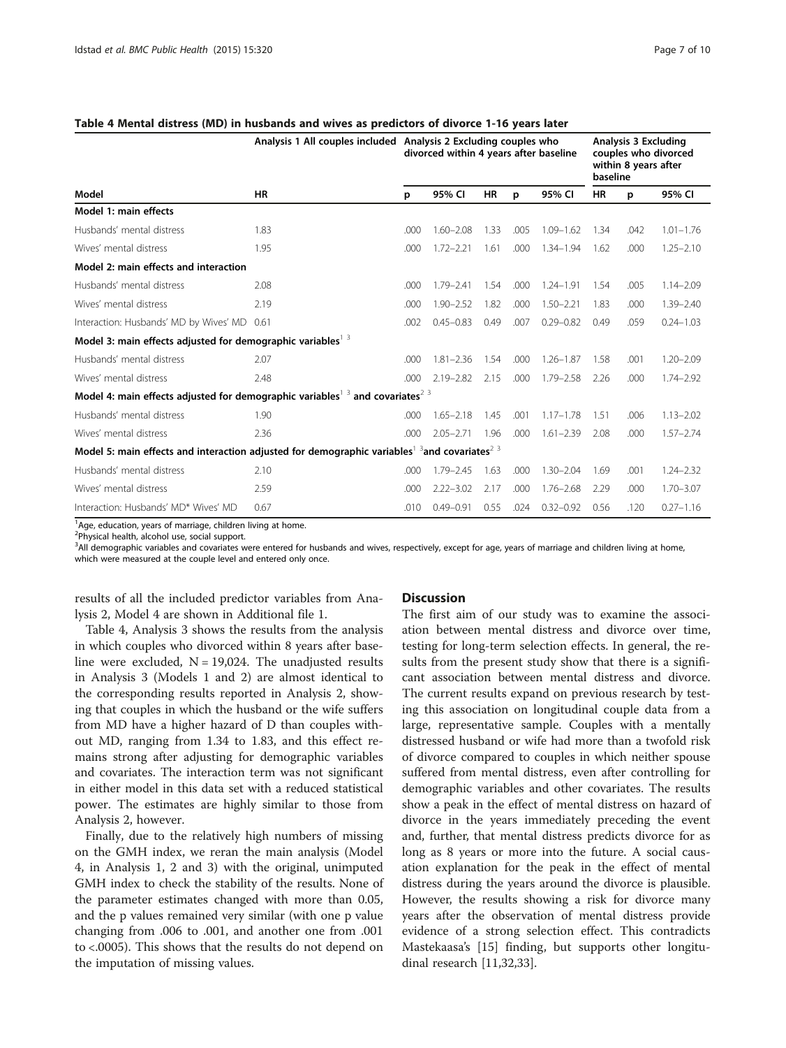**Table 4 Mental distress (MD) in husbands and wives as predictors of divorce 1-16 years later**

| | Analysis 1 All couples included | Analysis 2 Excluding couples who divorced within 4 years after baseline | | | | | Analysis 3 Excluding couples who divorced within 8 years after baseline | | |
|---|---|---|---|---|---|---|---|---|---|
| Model | HR | p | 95% CI | HR | p | 95% CI | HR | p | 95% CI |
| **Model 1: main effects** | | | | | | | | | |
| Husbands' mental distress | 1.83 | .000 | 1.60–2.08 | 1.33 | .005 | 1.09–1.62 | 1.34 | .042 | 1.01–1.76 |
| Wives' mental distress | 1.95 | .000 | 1.72–2.21 | 1.61 | .000 | 1.34–1.94 | 1.62 | .000 | 1.25–2.10 |
| **Model 2: main effects and interaction** | | | | | | | | | |
| Husbands' mental distress | 2.08 | .000 | 1.79–2.41 | 1.54 | .000 | 1.24–1.91 | 1.54 | .005 | 1.14–2.09 |
| Wives' mental distress | 2.19 | .000 | 1.90–2.52 | 1.82 | .000 | 1.50–2.21 | 1.83 | .000 | 1.39–2.40 |
| Interaction: Husbands' MD by Wives' MD | 0.61 | .002 | 0.45–0.83 | 0.49 | .007 | 0.29–0.82 | 0.49 | .059 | 0.24–1.03 |
| **Model 3: main effects adjusted for demographic variables**[1 3] | | | | | | | | | |
| Husbands' mental distress | 2.07 | .000 | 1.81–2.36 | 1.54 | .000 | 1.26–1.87 | 1.58 | .001 | 1.20–2.09 |
| Wives' mental distress | 2.48 | .000 | 2.19–2.82 | 2.15 | .000 | 1.79–2.58 | 2.26 | .000 | 1.74–2.92 |
| **Model 4: main effects adjusted for demographic variables**[1 3] **and covariates**[2 3] | | | | | | | | | |
| Husbands' mental distress | 1.90 | .000 | 1.65–2.18 | 1.45 | .001 | 1.17–1.78 | 1.51 | .006 | 1.13–2.02 |
| Wives' mental distress | 2.36 | .000 | 2.05–2.71 | 1.96 | .000 | 1.61–2.39 | 2.08 | .000 | 1.57–2.74 |
| **Model 5: main effects and interaction adjusted for demographic variables**[1 3] **and covariates**[2 3] | | | | | | | | | |
| Husbands' mental distress | 2.10 | .000 | 1.79–2.45 | 1.63 | .000 | 1.30–2.04 | 1.69 | .001 | 1.24–2.32 |
| Wives' mental distress | 2.59 | .000 | 2.22–3.02 | 2.17 | .000 | 1.76–2.68 | 2.29 | .000 | 1.70–3.07 |
| Interaction: Husbands' MD* Wives' MD | 0.67 | .010 | 0.49–0.91 | 0.55 | .024 | 0.32–0.92 | 0.56 | .120 | 0.27–1.16 |

[1]Age, education, years of marriage, children living at home.
[2]Physical health, alcohol use, social support.
[3]All demographic variables and covariates were entered for husbands and wives, respectively, except for age, years of marriage and children living at home, which were measured at the couple level and entered only once.

results of all the included predictor variables from Analysis 2, Model 4 are shown in Additional file 1.

Table 4, Analysis 3 shows the results from the analysis in which couples who divorced within 8 years after baseline were excluded, N = 19,024. The unadjusted results in Analysis 3 (Models 1 and 2) are almost identical to the corresponding results reported in Analysis 2, showing that couples in which the husband or the wife suffers from MD have a higher hazard of D than couples without MD, ranging from 1.34 to 1.83, and this effect remains strong after adjusting for demographic variables and covariates. The interaction term was not significant in either model in this data set with a reduced statistical power. The estimates are highly similar to those from Analysis 2, however.

Finally, due to the relatively high numbers of missing on the GMH index, we reran the main analysis (Model 4, in Analysis 1, 2 and 3) with the original, unimputed GMH index to check the stability of the results. None of the parameter estimates changed with more than 0.05, and the p values remained very similar (with one p value changing from .006 to .001, and another one from .001 to <.0005). This shows that the results do not depend on the imputation of missing values.

## Discussion

The first aim of our study was to examine the association between mental distress and divorce over time, testing for long-term selection effects. In general, the results from the present study show that there is a significant association between mental distress and divorce. The current results expand on previous research by testing this association on longitudinal couple data from a large, representative sample. Couples with a mentally distressed husband or wife had more than a twofold risk of divorce compared to couples in which neither spouse suffered from mental distress, even after controlling for demographic variables and other covariates. The results show a peak in the effect of mental distress on hazard of divorce in the years immediately preceding the event and, further, that mental distress predicts divorce for as long as 8 years or more into the future. A social causation explanation for the peak in the effect of mental distress during the years around the divorce is plausible. However, the results showing a risk for divorce many years after the observation of mental distress provide evidence of a strong selection effect. This contradicts Mastekaasa's [15] finding, but supports other longitudinal research [11,32,33].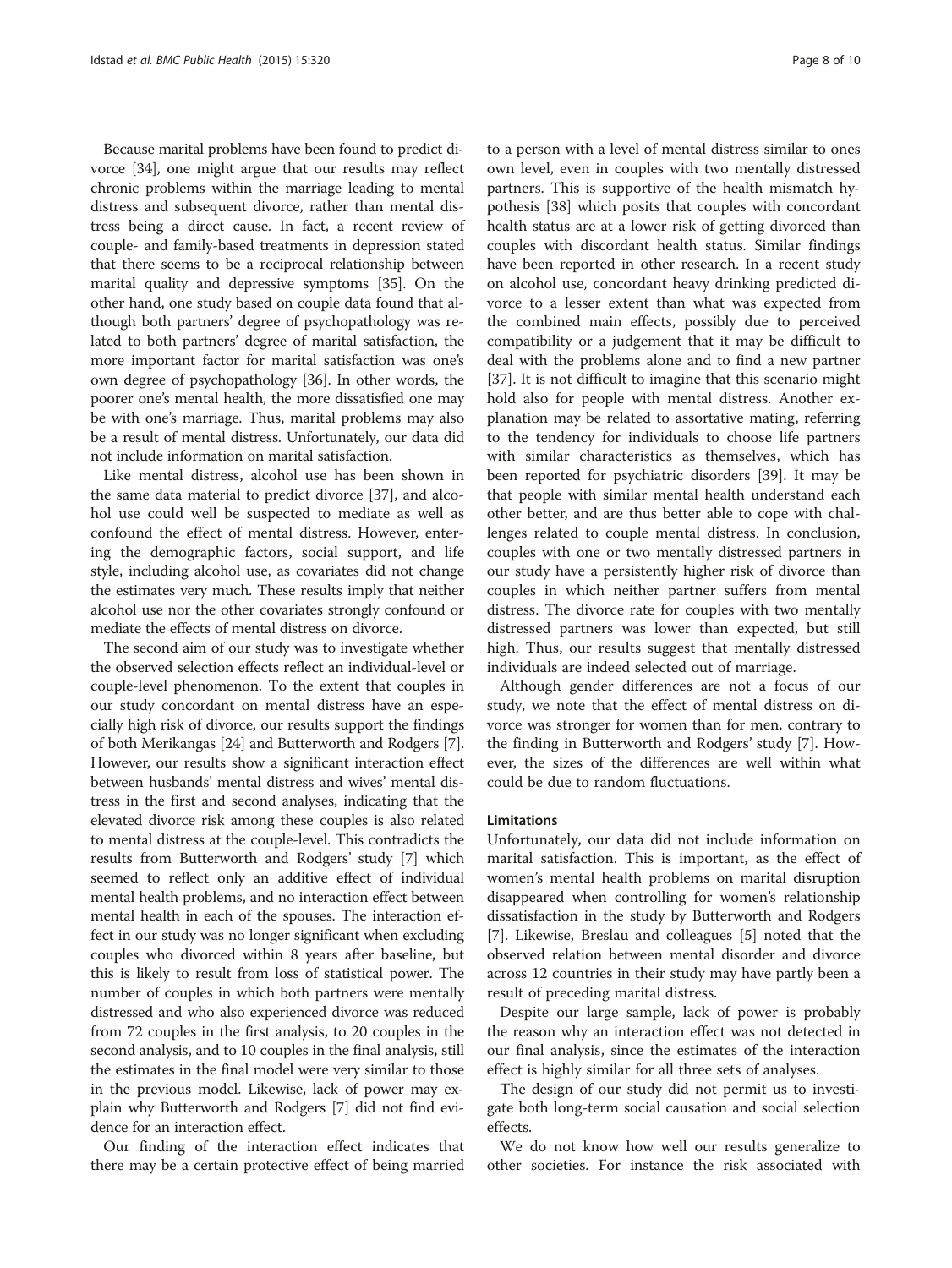Because marital problems have been found to predict divorce [34], one might argue that our results may reflect chronic problems within the marriage leading to mental distress and subsequent divorce, rather than mental distress being a direct cause. In fact, a recent review of couple- and family-based treatments in depression stated that there seems to be a reciprocal relationship between marital quality and depressive symptoms [35]. On the other hand, one study based on couple data found that although both partners' degree of psychopathology was related to both partners' degree of marital satisfaction, the more important factor for marital satisfaction was one's own degree of psychopathology [36]. In other words, the poorer one's mental health, the more dissatisfied one may be with one's marriage. Thus, marital problems may also be a result of mental distress. Unfortunately, our data did not include information on marital satisfaction.

Like mental distress, alcohol use has been shown in the same data material to predict divorce [37], and alcohol use could well be suspected to mediate as well as confound the effect of mental distress. However, entering the demographic factors, social support, and life style, including alcohol use, as covariates did not change the estimates very much. These results imply that neither alcohol use nor the other covariates strongly confound or mediate the effects of mental distress on divorce.

The second aim of our study was to investigate whether the observed selection effects reflect an individual-level or couple-level phenomenon. To the extent that couples in our study concordant on mental distress have an especially high risk of divorce, our results support the findings of both Merikangas [24] and Butterworth and Rodgers [7]. However, our results show a significant interaction effect between husbands' mental distress and wives' mental distress in the first and second analyses, indicating that the elevated divorce risk among these couples is also related to mental distress at the couple-level. This contradicts the results from Butterworth and Rodgers' study [7] which seemed to reflect only an additive effect of individual mental health problems, and no interaction effect between mental health in each of the spouses. The interaction effect in our study was no longer significant when excluding couples who divorced within 8 years after baseline, but this is likely to result from loss of statistical power. The number of couples in which both partners were mentally distressed and who also experienced divorce was reduced from 72 couples in the first analysis, to 20 couples in the second analysis, and to 10 couples in the final analysis, still the estimates in the final model were very similar to those in the previous model. Likewise, lack of power may explain why Butterworth and Rodgers [7] did not find evidence for an interaction effect.

Our finding of the interaction effect indicates that there may be a certain protective effect of being married to a person with a level of mental distress similar to ones own level, even in couples with two mentally distressed partners. This is supportive of the health mismatch hypothesis [38] which posits that couples with concordant health status are at a lower risk of getting divorced than couples with discordant health status. Similar findings have been reported in other research. In a recent study on alcohol use, concordant heavy drinking predicted divorce to a lesser extent than what was expected from the combined main effects, possibly due to perceived compatibility or a judgement that it may be difficult to deal with the problems alone and to find a new partner [37]. It is not difficult to imagine that this scenario might hold also for people with mental distress. Another explanation may be related to assortative mating, referring to the tendency for individuals to choose life partners with similar characteristics as themselves, which has been reported for psychiatric disorders [39]. It may be that people with similar mental health understand each other better, and are thus better able to cope with challenges related to couple mental distress. In conclusion, couples with one or two mentally distressed partners in our study have a persistently higher risk of divorce than couples in which neither partner suffers from mental distress. The divorce rate for couples with two mentally distressed partners was lower than expected, but still high. Thus, our results suggest that mentally distressed individuals are indeed selected out of marriage.

Although gender differences are not a focus of our study, we note that the effect of mental distress on divorce was stronger for women than for men, contrary to the finding in Butterworth and Rodgers' study [7]. However, the sizes of the differences are well within what could be due to random fluctuations.

### Limitations

Unfortunately, our data did not include information on marital satisfaction. This is important, as the effect of women's mental health problems on marital disruption disappeared when controlling for women's relationship dissatisfaction in the study by Butterworth and Rodgers [7]. Likewise, Breslau and colleagues [5] noted that the observed relation between mental disorder and divorce across 12 countries in their study may have partly been a result of preceding marital distress.

Despite our large sample, lack of power is probably the reason why an interaction effect was not detected in our final analysis, since the estimates of the interaction effect is highly similar for all three sets of analyses.

The design of our study did not permit us to investigate both long-term social causation and social selection effects.

We do not know how well our results generalize to other societies. For instance the risk associated with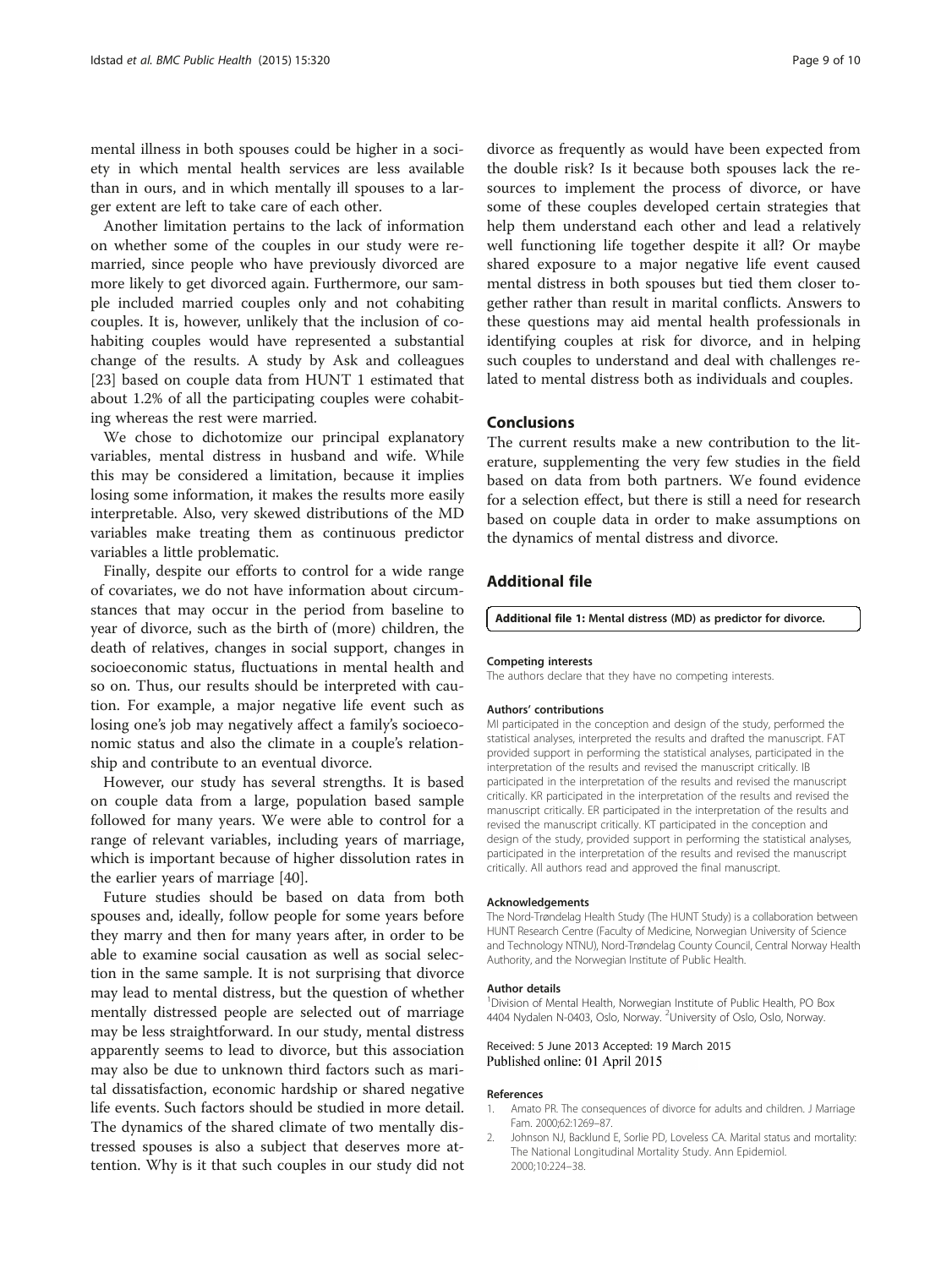mental illness in both spouses could be higher in a society in which mental health services are less available than in ours, and in which mentally ill spouses to a larger extent are left to take care of each other.

Another limitation pertains to the lack of information on whether some of the couples in our study were remarried, since people who have previously divorced are more likely to get divorced again. Furthermore, our sample included married couples only and not cohabiting couples. It is, however, unlikely that the inclusion of cohabiting couples would have represented a substantial change of the results. A study by Ask and colleagues [23] based on couple data from HUNT 1 estimated that about 1.2% of all the participating couples were cohabiting whereas the rest were married.

We chose to dichotomize our principal explanatory variables, mental distress in husband and wife. While this may be considered a limitation, because it implies losing some information, it makes the results more easily interpretable. Also, very skewed distributions of the MD variables make treating them as continuous predictor variables a little problematic.

Finally, despite our efforts to control for a wide range of covariates, we do not have information about circumstances that may occur in the period from baseline to year of divorce, such as the birth of (more) children, the death of relatives, changes in social support, changes in socioeconomic status, fluctuations in mental health and so on. Thus, our results should be interpreted with caution. For example, a major negative life event such as losing one's job may negatively affect a family's socioeconomic status and also the climate in a couple's relationship and contribute to an eventual divorce.

However, our study has several strengths. It is based on couple data from a large, population based sample followed for many years. We were able to control for a range of relevant variables, including years of marriage, which is important because of higher dissolution rates in the earlier years of marriage [40].

Future studies should be based on data from both spouses and, ideally, follow people for some years before they marry and then for many years after, in order to be able to examine social causation as well as social selection in the same sample. It is not surprising that divorce may lead to mental distress, but the question of whether mentally distressed people are selected out of marriage may be less straightforward. In our study, mental distress apparently seems to lead to divorce, but this association may also be due to unknown third factors such as marital dissatisfaction, economic hardship or shared negative life events. Such factors should be studied in more detail. The dynamics of the shared climate of two mentally distressed spouses is also a subject that deserves more attention. Why is it that such couples in our study did not divorce as frequently as would have been expected from the double risk? Is it because both spouses lack the resources to implement the process of divorce, or have some of these couples developed certain strategies that help them understand each other and lead a relatively well functioning life together despite it all? Or maybe shared exposure to a major negative life event caused mental distress in both spouses but tied them closer together rather than result in marital conflicts. Answers to these questions may aid mental health professionals in identifying couples at risk for divorce, and in helping such couples to understand and deal with challenges related to mental distress both as individuals and couples.

## Conclusions

The current results make a new contribution to the literature, supplementing the very few studies in the field based on data from both partners. We found evidence for a selection effect, but there is still a need for research based on couple data in order to make assumptions on the dynamics of mental distress and divorce.

## Additional file

**Additional file 1: Mental distress (MD) as predictor for divorce.**

#### Competing interests

The authors declare that they have no competing interests.

#### Authors' contributions

MI participated in the conception and design of the study, performed the statistical analyses, interpreted the results and drafted the manuscript. FAT provided support in performing the statistical analyses, participated in the interpretation of the results and revised the manuscript critically. IB participated in the interpretation of the results and revised the manuscript critically. KR participated in the interpretation of the results and revised the manuscript critically. ER participated in the interpretation of the results and revised the manuscript critically. KT participated in the conception and design of the study, provided support in performing the statistical analyses, participated in the interpretation of the results and revised the manuscript critically. All authors read and approved the final manuscript.

#### Acknowledgements

The Nord-Trøndelag Health Study (The HUNT Study) is a collaboration between HUNT Research Centre (Faculty of Medicine, Norwegian University of Science and Technology NTNU), Nord-Trøndelag County Council, Central Norway Health Authority, and the Norwegian Institute of Public Health.

#### Author details

[1]Division of Mental Health, Norwegian Institute of Public Health, PO Box 4404 Nydalen N-0403, Oslo, Norway. [2]University of Oslo, Oslo, Norway.

Received: 5 June 2013 Accepted: 19 March 2015
Published online: 01 April 2015

#### References

1. Amato PR. The consequences of divorce for adults and children. J Marriage Fam. 2000;62:1269–87.
2. Johnson NJ, Backlund E, Sorlie PD, Loveless CA. Marital status and mortality: The National Longitudinal Mortality Study. Ann Epidemiol. 2000;10:224–38.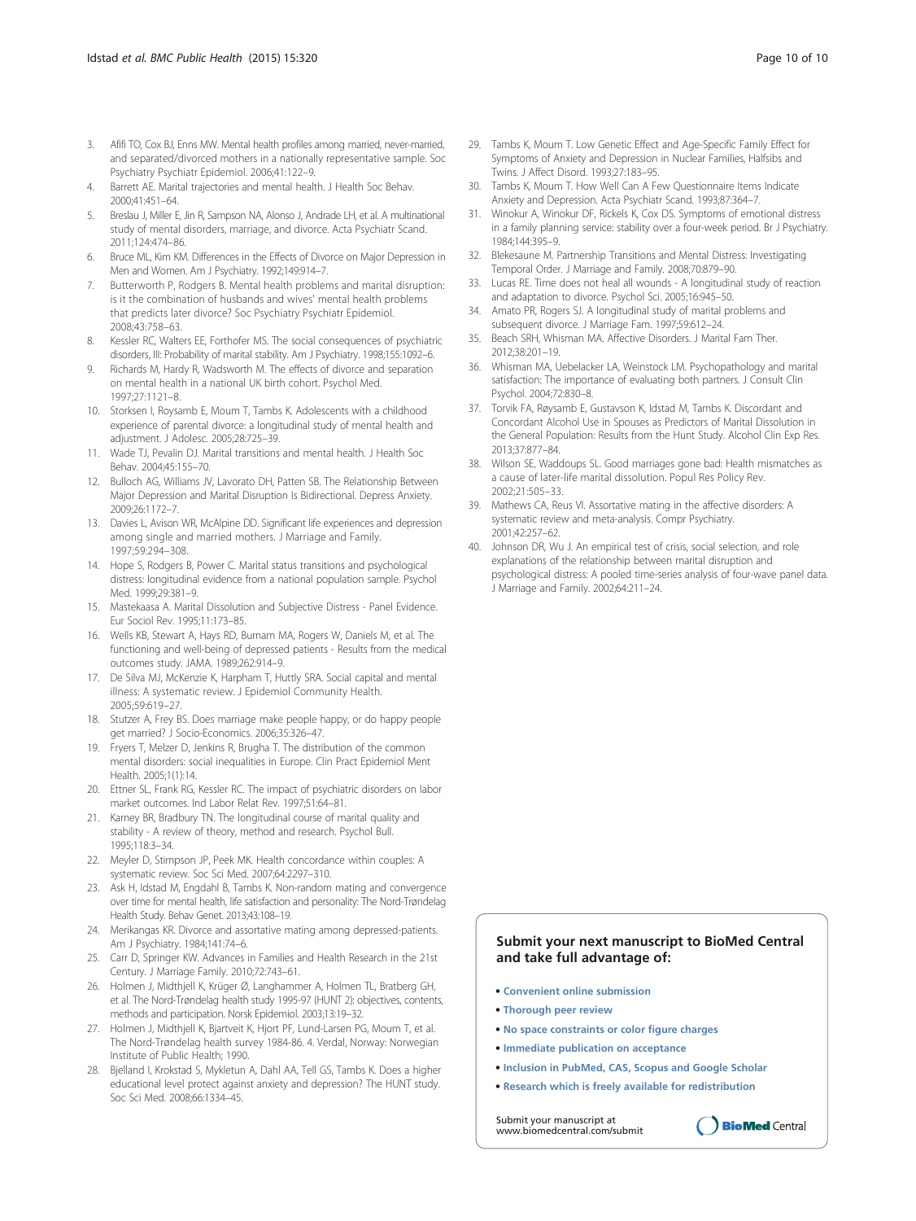3. Afifi TO, Cox BJ, Enns MW. Mental health profiles among married, never-married, and separated/divorced mothers in a nationally representative sample. Soc Psychiatry Psychiatr Epidemiol. 2006;41:122–9.
4. Barrett AE. Marital trajectories and mental health. J Health Soc Behav. 2000;41:451–64.
5. Breslau J, Miller E, Jin R, Sampson NA, Alonso J, Andrade LH, et al. A multinational study of mental disorders, marriage, and divorce. Acta Psychiatr Scand. 2011;124:474–86.
6. Bruce ML, Kim KM. Differences in the Effects of Divorce on Major Depression in Men and Women. Am J Psychiatry. 1992;149:914–7.
7. Butterworth P, Rodgers B. Mental health problems and marital disruption: is it the combination of husbands and wives' mental health problems that predicts later divorce? Soc Psychiatry Psychiatr Epidemiol. 2008;43:758–63.
8. Kessler RC, Walters EE, Forthofer MS. The social consequences of psychiatric disorders, III: Probability of marital stability. Am J Psychiatry. 1998;155:1092–6.
9. Richards M, Hardy R, Wadsworth M. The effects of divorce and separation on mental health in a national UK birth cohort. Psychol Med. 1997;27:1121–8.
10. Storksen I, Roysamb E, Moum T, Tambs K. Adolescents with a childhood experience of parental divorce: a longitudinal study of mental health and adjustment. J Adolesc. 2005;28:725–39.
11. Wade TJ, Pevalin DJ. Marital transitions and mental health. J Health Soc Behav. 2004;45:155–70.
12. Bulloch AG, Williams JV, Lavorato DH, Patten SB. The Relationship Between Major Depression and Marital Disruption Is Bidirectional. Depress Anxiety. 2009;26:1172–7.
13. Davies L, Avison WR, McAlpine DD. Significant life experiences and depression among single and married mothers. J Marriage and Family. 1997;59:294–308.
14. Hope S, Rodgers B, Power C. Marital status transitions and psychological distress: longitudinal evidence from a national population sample. Psychol Med. 1999;29:381–9.
15. Mastekaasa A. Marital Dissolution and Subjective Distress - Panel Evidence. Eur Sociol Rev. 1995;11:173–85.
16. Wells KB, Stewart A, Hays RD, Burnam MA, Rogers W, Daniels M, et al. The functioning and well-being of depressed patients - Results from the medical outcomes study. JAMA. 1989;262:914–9.
17. De Silva MJ, McKenzie K, Harpham T, Huttly SRA. Social capital and mental illness: A systematic review. J Epidemiol Community Health. 2005;59:619–27.
18. Stutzer A, Frey BS. Does marriage make people happy, or do happy people get married? J Socio-Economics. 2006;35:326–47.
19. Fryers T, Melzer D, Jenkins R, Brugha T. The distribution of the common mental disorders: social inequalities in Europe. Clin Pract Epidemiol Ment Health. 2005;1(1):14.
20. Ettner SL, Frank RG, Kessler RC. The impact of psychiatric disorders on labor market outcomes. Ind Labor Relat Rev. 1997;51:64–81.
21. Karney BR, Bradbury TN. The longitudinal course of marital quality and stability - A review of theory, method and research. Psychol Bull. 1995;118:3–34.
22. Meyler D, Stimpson JP, Peek MK. Health concordance within couples: A systematic review. Soc Sci Med. 2007;64:2297–310.
23. Ask H, Idstad M, Engdahl B, Tambs K. Non-random mating and convergence over time for mental health, life satisfaction and personality: The Nord-Trøndelag Health Study. Behav Genet. 2013;43:108–19.
24. Merikangas KR. Divorce and assortative mating among depressed-patients. Am J Psychiatry. 1984;141:74–6.
25. Carr D, Springer KW. Advances in Families and Health Research in the 21st Century. J Marriage Family. 2010;72:743–61.
26. Holmen J, Midthjell K, Krüger Ø, Langhammer A, Holmen TL, Bratberg GH, et al. The Nord-Trøndelag health study 1995-97 (HUNT 2): objectives, contents, methods and participation. Norsk Epidemiol. 2003;13:19–32.
27. Holmen J, Midthjell K, Bjartveit K, Hjort PF, Lund-Larsen PG, Moum T, et al. The Nord-Trøndelag health survey 1984-86. 4. Verdal, Norway: Norwegian Institute of Public Health; 1990.
28. Bjelland I, Krokstad S, Mykletun A, Dahl AA, Tell GS, Tambs K. Does a higher educational level protect against anxiety and depression? The HUNT study. Soc Sci Med. 2008;66:1334–45.
29. Tambs K, Moum T. Low Genetic Effect and Age-Specific Family Effect for Symptoms of Anxiety and Depression in Nuclear Families, Halfsibs and Twins. J Affect Disord. 1993;27:183–95.
30. Tambs K, Moum T. How Well Can A Few Questionnaire Items Indicate Anxiety and Depression. Acta Psychiatr Scand. 1993;87:364–7.
31. Winokur A, Winokur DF, Rickels K, Cox DS. Symptoms of emotional distress in a family planning service: stability over a four-week period. Br J Psychiatry. 1984;144:395–9.
32. Blekesaune M. Partnership Transitions and Mental Distress: Investigating Temporal Order. J Marriage and Family. 2008;70:879–90.
33. Lucas RE. Time does not heal all wounds - A longitudinal study of reaction and adaptation to divorce. Psychol Sci. 2005;16:945–50.
34. Amato PR, Rogers SJ. A longitudinal study of marital problems and subsequent divorce. J Marriage Fam. 1997;59:612–24.
35. Beach SRH, Whisman MA. Affective Disorders. J Marital Fam Ther. 2012;38:201–19.
36. Whisman MA, Uebelacker LA, Weinstock LM. Psychopathology and marital satisfaction: The importance of evaluating both partners. J Consult Clin Psychol. 2004;72:830–8.
37. Torvik FA, Røysamb E, Gustavson K, Idstad M, Tambs K. Discordant and Concordant Alcohol Use in Spouses as Predictors of Marital Dissolution in the General Population: Results from the Hunt Study. Alcohol Clin Exp Res. 2013;37:877–84.
38. Wilson SE, Waddoups SL. Good marriages gone bad: Health mismatches as a cause of later-life marital dissolution. Popul Res Policy Rev. 2002;21:505–33.
39. Mathews CA, Reus VI. Assortative mating in the affective disorders: A systematic review and meta-analysis. Compr Psychiatry. 2001;42:257–62.
40. Johnson DR, Wu J. An empirical test of crisis, social selection, and role explanations of the relationship between marital disruption and psychological distress: A pooled time-series analysis of four-wave panel data. J Marriage and Family. 2002;64:211–24.

**Submit your next manuscript to BioMed Central and take full advantage of:**

- **Convenient online submission**
- **Thorough peer review**
- **No space constraints or color figure charges**
- **Immediate publication on acceptance**
- **Inclusion in PubMed, CAS, Scopus and Google Scholar**
- **Research which is freely available for redistribution**

Submit your manuscript at
www.biomedcentral.com/submit

BioMed Central